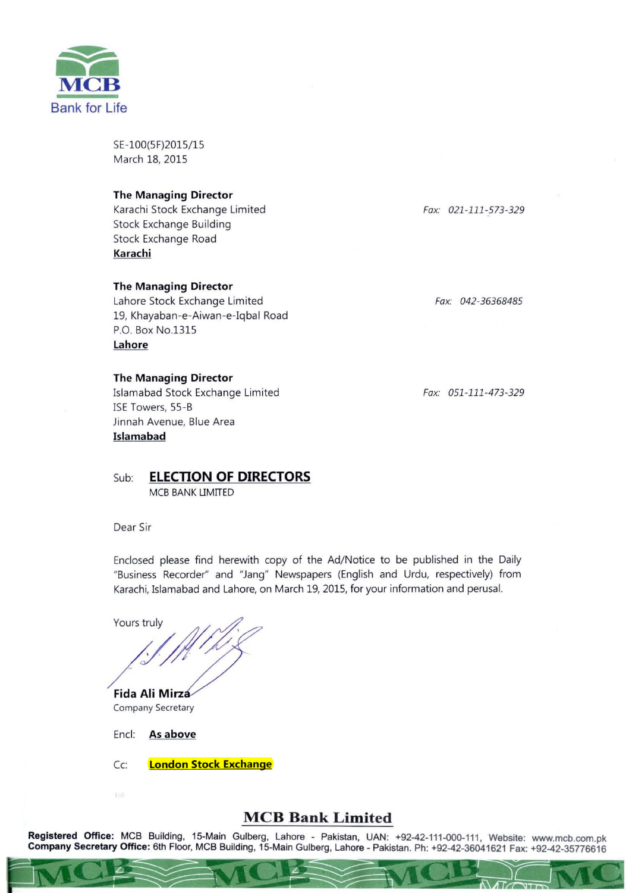MCB
Bank for Life

SE-100(5F)2015/15
March 18, 2015

**The Managing Director**
Karachi Stock Exchange Limited
Stock Exchange Building
Stock Exchange Road
**Karachi**

*Fax: 021-111-573-329*

**The Managing Director**
Lahore Stock Exchange Limited
19, Khayaban-e-Aiwan-e-Iqbal Road
P.O. Box No.1315
**Lahore**

*Fax: 042-36368485*

**The Managing Director**
Islamabad Stock Exchange Limited
ISE Towers, 55-B
Jinnah Avenue, Blue Area
**Islamabad**

*Fax: 051-111-473-329*

Sub: **ELECTION OF DIRECTORS**
MCB BANK LIMITED

Dear Sir

Enclosed please find herewith copy of the Ad/Notice to be published in the Daily "Business Recorder" and "Jang" Newspapers (English and Urdu, respectively) from Karachi, Islamabad and Lahore, on March 19, 2015, for your information and perusal.

Yours truly

**Fida Ali Mirza**
Company Secretary

Encl: **As above**

Cc: **London Stock Exchange**

**MCB Bank Limited**

**Registered Office:** MCB Building, 15-Main Gulberg, Lahore - Pakistan, UAN: +92-42-111-000-111, Website: www.mcb.com.pk
**Company Secretary Office:** 6th Floor, MCB Building, 15-Main Gulberg, Lahore - Pakistan. Ph: +92-42-36041621 Fax: +92-42-35776616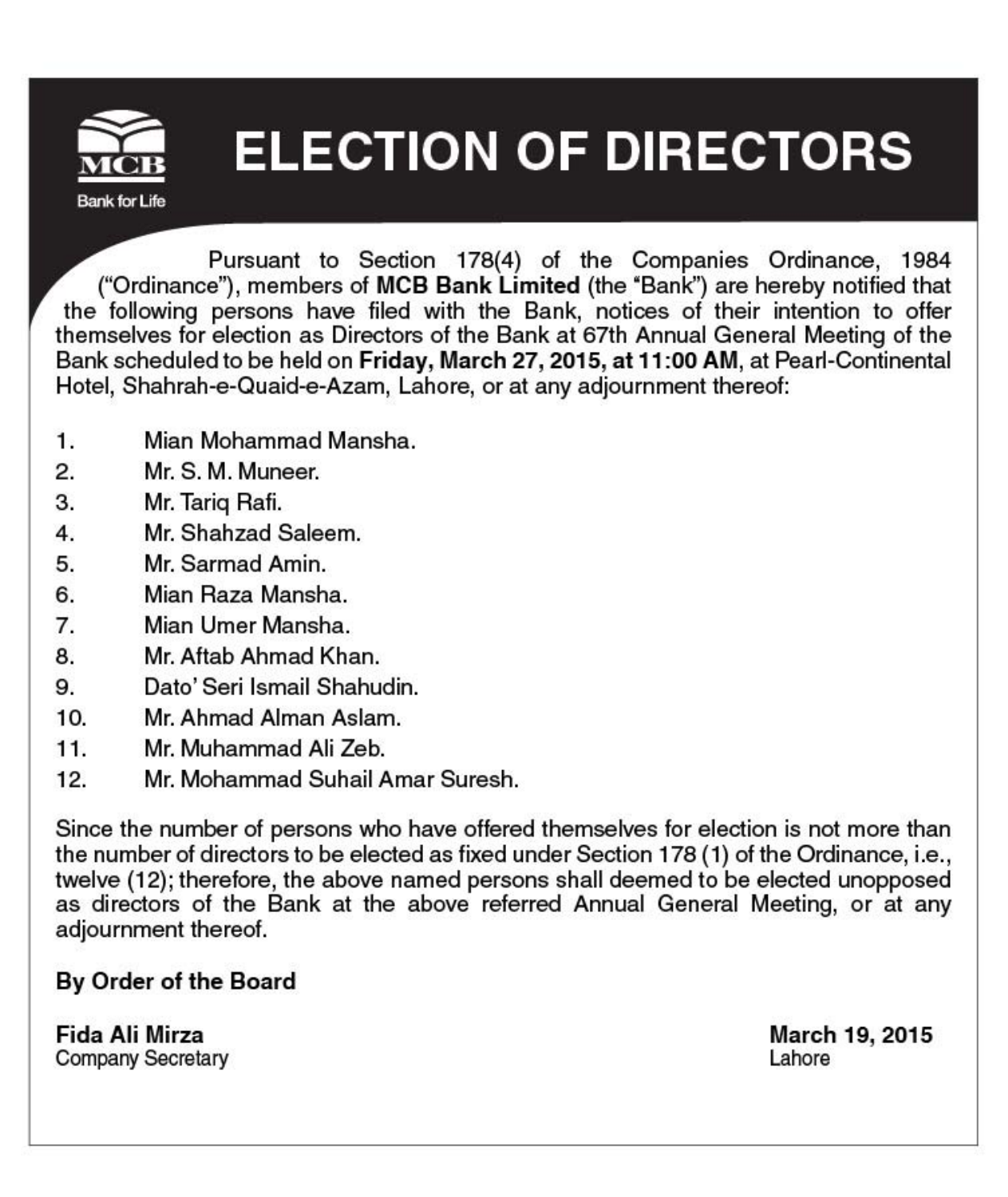MCB

Bank for Life

# ELECTION OF DIRECTORS

Pursuant to Section 178(4) of the Companies Ordinance, 1984 ("Ordinance"), members of **MCB Bank Limited** (the "Bank") are hereby notified that the following persons have filed with the Bank, notices of their intention to offer themselves for election as Directors of the Bank at 67th Annual General Meeting of the Bank scheduled to be held on **Friday, March 27, 2015, at 11:00 AM**, at Pearl-Continental Hotel, Shahrah-e-Quaid-e-Azam, Lahore, or at any adjournment thereof:

1. Mian Mohammad Mansha.
2. Mr. S. M. Muneer.
3. Mr. Tariq Rafi.
4. Mr. Shahzad Saleem.
5. Mr. Sarmad Amin.
6. Mian Raza Mansha.
7. Mian Umer Mansha.
8. Mr. Aftab Ahmad Khan.
9. Dato' Seri Ismail Shahudin.
10. Mr. Ahmad Alman Aslam.
11. Mr. Muhammad Ali Zeb.
12. Mr. Mohammad Suhail Amar Suresh.

Since the number of persons who have offered themselves for election is not more than the number of directors to be elected as fixed under Section 178 (1) of the Ordinance, i.e., twelve (12); therefore, the above named persons shall deemed to be elected unopposed as directors of the Bank at the above referred Annual General Meeting, or at any adjournment thereof.

**By Order of the Board**

**Fida Ali Mirza**
Company Secretary

**March 19, 2015**
Lahore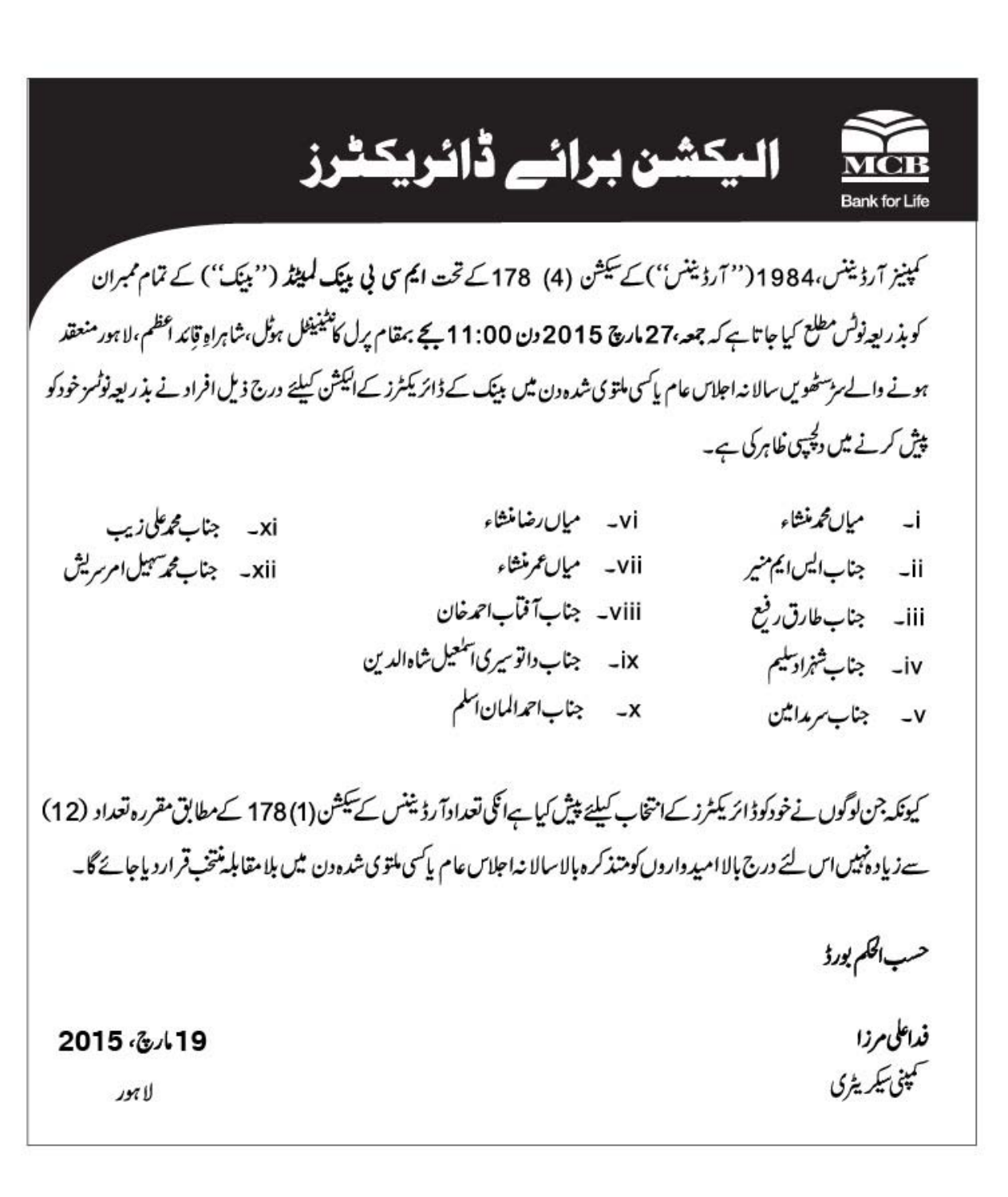MCB

Bank for Life

# الیکشن برائے ڈائریکٹرز

کمپنیز آرڈیننس، 1984 (''آرڈیننس'') کے سیکشن (4) 178 کے تحت ایم سی بی بینک لمیٹڈ (''بینک'') کے تمام ممبران کو بذریعہ نوٹس مطلع کیا جاتا ہے کہ جمعہ، 27 مارچ 2015 دن 11:00 بجے بمقام پرل کانٹیننٹل ہوٹل، شاہراہِ قائدِ اعظم، لاہور منعقد ہونے والے سڑسٹھویں سالانہ اجلاس عام یا کسی ملتوی شدہ دن میں بینک کے ڈائریکٹرز کے الیکشن کیلئے درج ذیل افراد نے بذریعہ نوٹسز خود کو پیش کرنے میں دلچسپی ظاہر کی ہے۔

- i۔ میاں محمد منشاء
- ii۔ جناب ایس ایم منیر
- iii۔ جناب طارق رفیع
- iv۔ جناب شہزاد سلیم
- v۔ جناب سرمد امین
- vi۔ میاں رضا منشاء
- vii۔ میاں عمر منشاء
- viii۔ جناب آفتاب احمد خان
- ix۔ جناب داتو سیری اسمٰعیل شاہ الدین
- x۔ جناب احمد المان اسلم
- xi۔ جناب محمد علی زیب
- xii۔ جناب محمد سہیل امر سریش

کیونکہ جن لوگوں نے خود کو ڈائریکٹرز کے انتخاب کیلئے پیش کیا ہے انکی تعداد آرڈیننس کے سیکشن (1) 178 کے مطابق مقررہ تعداد (12) سے زیادہ نہیں اس لئے درج بالا امیدواروں کو متذکرہ بالا سالانہ اجلاس عام یا کسی ملتوی شدہ دن میں بلا مقابلہ منتخب قرار دیا جائے گا۔

حسب الحکم بورڈ

فدا علی مرزا

کمپنی سیکریٹری

19 مارچ، 2015

لاہور